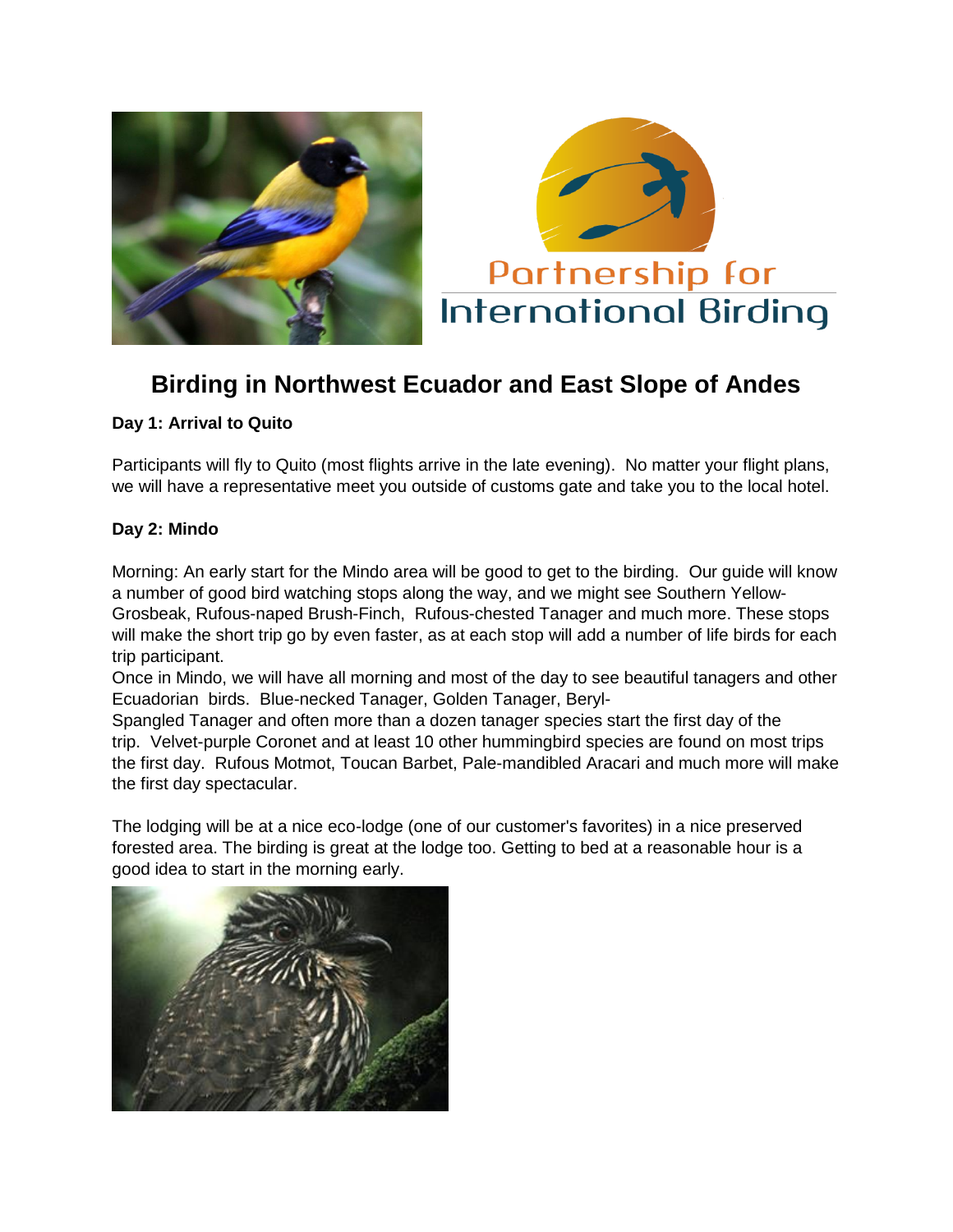# Birding in Northwest Ecuador and East Slope of Andes

**Day 1: Arrival to Quito**

Participants will fly to Quito (most flights arrive in the late evening). No matter your flight plans, we will have a representative meet you outside of customs gate and take you to the local hotel.

**Day 2: Mindo**

Morning: An early start for the Mindo area will be good to get to the birding. Our guide will know a number of good bird watching stops along the way, and we might see Southern Yellow-Grosbeak, Rufous-naped Brush-Finch, Rufous-chested Tanager and much more. These stops will make the short trip go by even faster, as at each stop will add a number of life birds for each trip participant.

Once in Mindo, we will have all morning and most of the day to see beautiful tanagers and other Ecuadorian birds. Blue-necked Tanager, Golden Tanager, Beryl-Spangled Tanager and often more than a dozen tanager species start the first day of the trip. Velvet-purple Coronet and at least 10 other hummingbird species are found on most trips the first day. Rufous Motmot, Toucan Barbet, Pale-mandibled Aracari and much more will make the first day spectacular.

The lodging will be at a nice eco-lodge (one of our customer's favorites) in a nice preserved forested area. The birding is great at the lodge too. Getting to bed at a reasonable hour is a good idea to start in the morning early.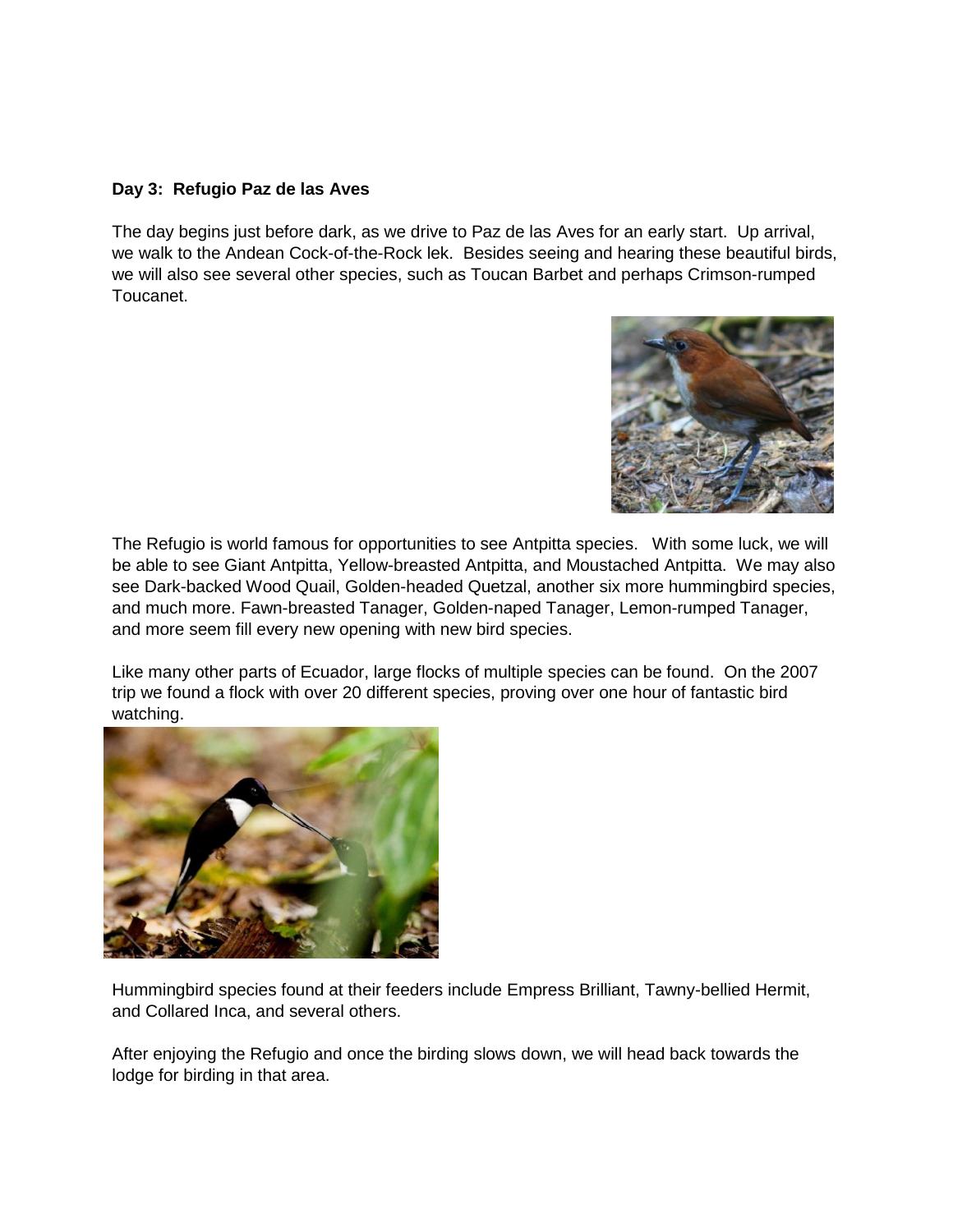**Day 3: Refugio Paz de las Aves**

The day begins just before dark, as we drive to Paz de las Aves for an early start. Up arrival, we walk to the Andean Cock-of-the-Rock lek. Besides seeing and hearing these beautiful birds, we will also see several other species, such as Toucan Barbet and perhaps Crimson-rumped Toucanet.

The Refugio is world famous for opportunities to see Antpitta species. With some luck, we will be able to see Giant Antpitta, Yellow-breasted Antpitta, and Moustached Antpitta. We may also see Dark-backed Wood Quail, Golden-headed Quetzal, another six more hummingbird species, and much more. Fawn-breasted Tanager, Golden-naped Tanager, Lemon-rumped Tanager, and more seem fill every new opening with new bird species.

Like many other parts of Ecuador, large flocks of multiple species can be found. On the 2007 trip we found a flock with over 20 different species, proving over one hour of fantastic bird watching.

Hummingbird species found at their feeders include Empress Brilliant, Tawny-bellied Hermit, and Collared Inca, and several others.

After enjoying the Refugio and once the birding slows down, we will head back towards the lodge for birding in that area.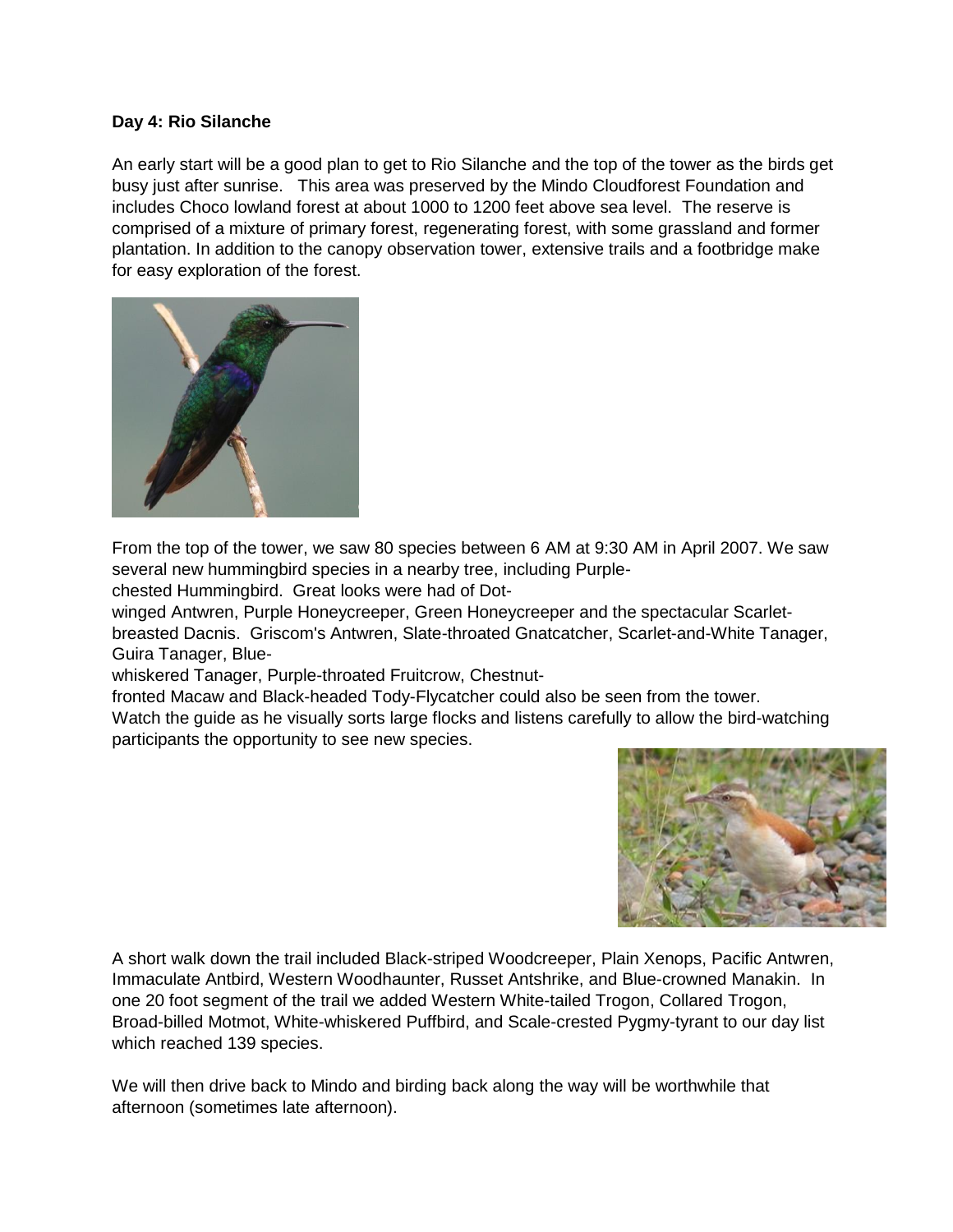**Day 4: Rio Silanche**

An early start will be a good plan to get to Rio Silanche and the top of the tower as the birds get busy just after sunrise. This area was preserved by the Mindo Cloudforest Foundation and includes Choco lowland forest at about 1000 to 1200 feet above sea level. The reserve is comprised of a mixture of primary forest, regenerating forest, with some grassland and former plantation. In addition to the canopy observation tower, extensive trails and a footbridge make for easy exploration of the forest.

From the top of the tower, we saw 80 species between 6 AM at 9:30 AM in April 2007. We saw several new hummingbird species in a nearby tree, including Purple-chested Hummingbird. Great looks were had of Dot-winged Antwren, Purple Honeycreeper, Green Honeycreeper and the spectacular Scarlet-breasted Dacnis. Griscom's Antwren, Slate-throated Gnatcatcher, Scarlet-and-White Tanager, Guira Tanager, Blue-whiskered Tanager, Purple-throated Fruitcrow, Chestnut-fronted Macaw and Black-headed Tody-Flycatcher could also be seen from the tower. Watch the guide as he visually sorts large flocks and listens carefully to allow the bird-watching participants the opportunity to see new species.

A short walk down the trail included Black-striped Woodcreeper, Plain Xenops, Pacific Antwren, Immaculate Antbird, Western Woodhaunter, Russet Antshrike, and Blue-crowned Manakin. In one 20 foot segment of the trail we added Western White-tailed Trogon, Collared Trogon, Broad-billed Motmot, White-whiskered Puffbird, and Scale-crested Pygmy-tyrant to our day list which reached 139 species.

We will then drive back to Mindo and birding back along the way will be worthwhile that afternoon (sometimes late afternoon).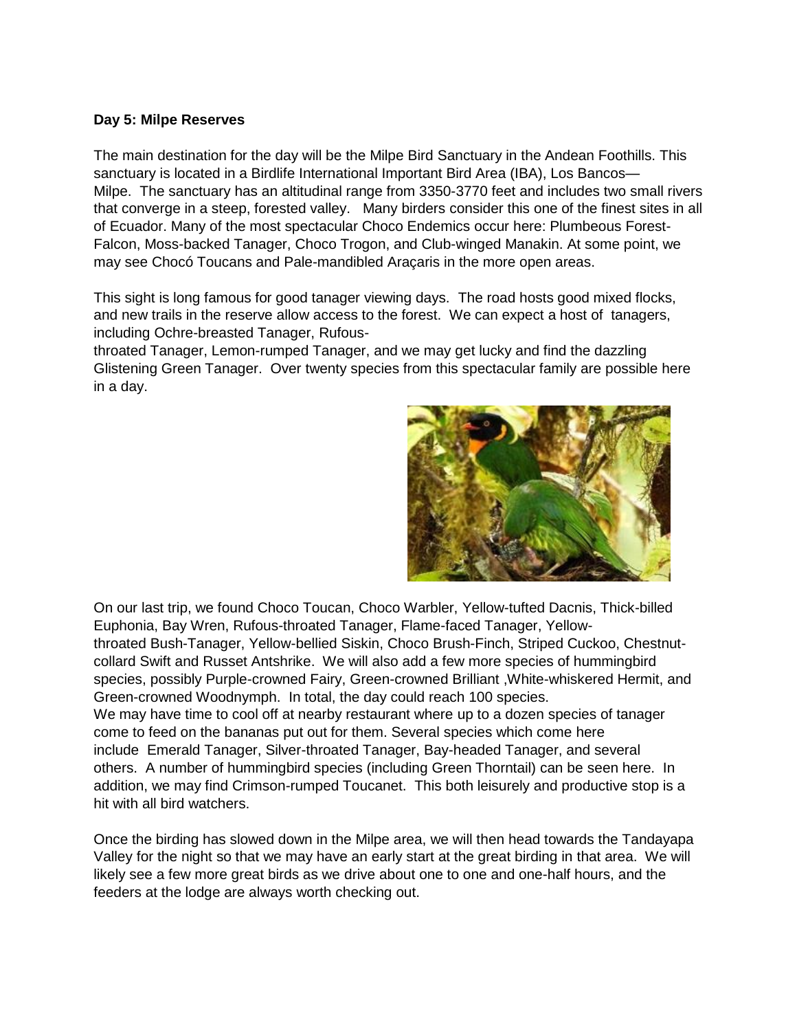**Day 5: Milpe Reserves**

The main destination for the day will be the Milpe Bird Sanctuary in the Andean Foothills. This sanctuary is located in a Birdlife International Important Bird Area (IBA), Los Bancos—Milpe. The sanctuary has an altitudinal range from 3350-3770 feet and includes two small rivers that converge in a steep, forested valley. Many birders consider this one of the finest sites in all of Ecuador. Many of the most spectacular Choco Endemics occur here: Plumbeous Forest-Falcon, Moss-backed Tanager, Choco Trogon, and Club-winged Manakin. At some point, we may see Chocó Toucans and Pale-mandibled Araçaris in the more open areas.

This sight is long famous for good tanager viewing days. The road hosts good mixed flocks, and new trails in the reserve allow access to the forest. We can expect a host of tanagers, including Ochre-breasted Tanager, Rufous-throated Tanager, Lemon-rumped Tanager, and we may get lucky and find the dazzling Glistening Green Tanager. Over twenty species from this spectacular family are possible here in a day.

On our last trip, we found Choco Toucan, Choco Warbler, Yellow-tufted Dacnis, Thick-billed Euphonia, Bay Wren, Rufous-throated Tanager, Flame-faced Tanager, Yellow-throated Bush-Tanager, Yellow-bellied Siskin, Choco Brush-Finch, Striped Cuckoo, Chestnut-collard Swift and Russet Antshrike. We will also add a few more species of hummingbird species, possibly Purple-crowned Fairy, Green-crowned Brilliant ,White-whiskered Hermit, and Green-crowned Woodnymph. In total, the day could reach 100 species.
We may have time to cool off at nearby restaurant where up to a dozen species of tanager come to feed on the bananas put out for them. Several species which come here include Emerald Tanager, Silver-throated Tanager, Bay-headed Tanager, and several others. A number of hummingbird species (including Green Thorntail) can be seen here. In addition, we may find Crimson-rumped Toucanet. This both leisurely and productive stop is a hit with all bird watchers.

Once the birding has slowed down in the Milpe area, we will then head towards the Tandayapa Valley for the night so that we may have an early start at the great birding in that area. We will likely see a few more great birds as we drive about one to one and one-half hours, and the feeders at the lodge are always worth checking out.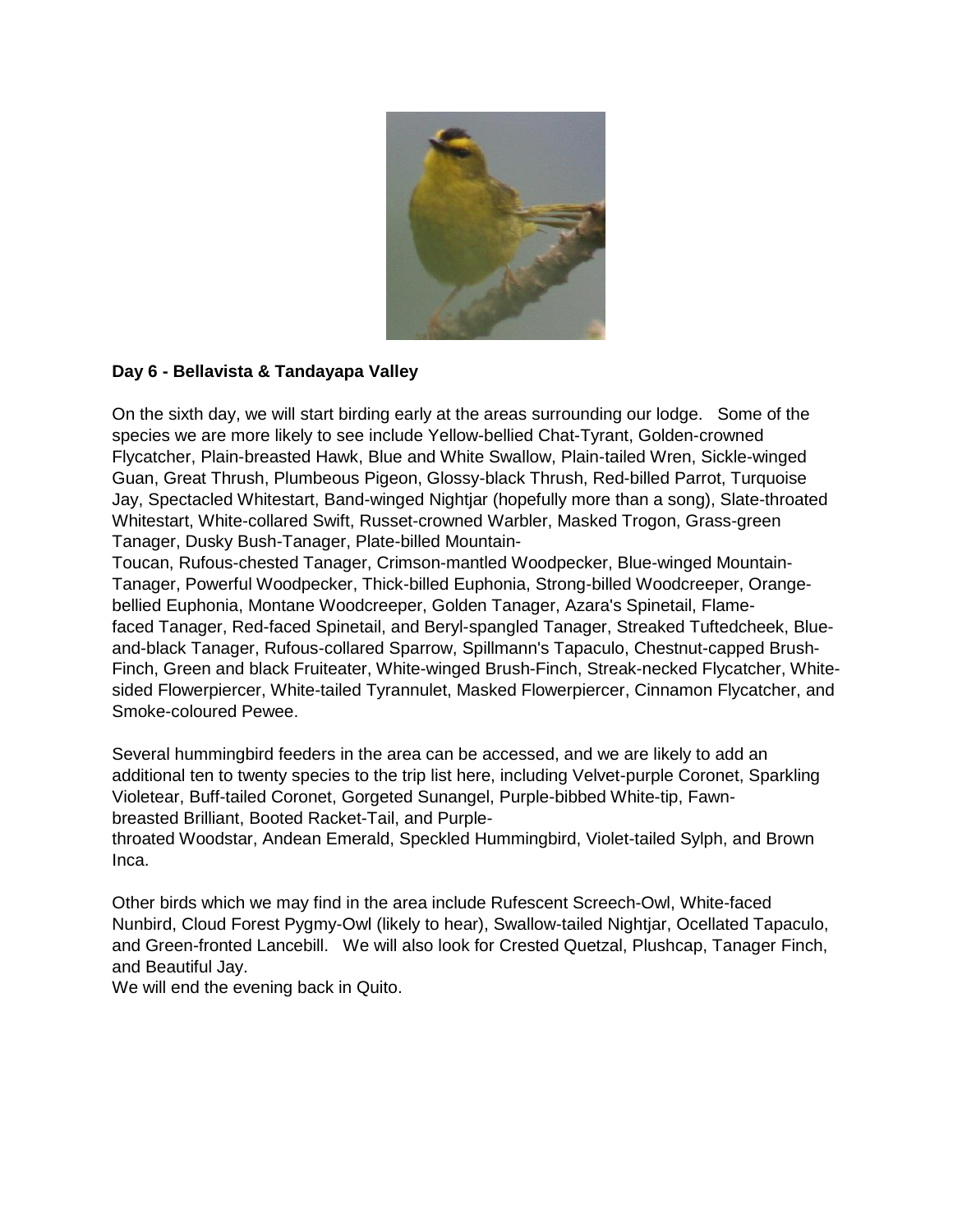**Day 6 - Bellavista & Tandayapa Valley**

On the sixth day, we will start birding early at the areas surrounding our lodge. Some of the species we are more likely to see include Yellow-bellied Chat-Tyrant, Golden-crowned Flycatcher, Plain-breasted Hawk, Blue and White Swallow, Plain-tailed Wren, Sickle-winged Guan, Great Thrush, Plumbeous Pigeon, Glossy-black Thrush, Red-billed Parrot, Turquoise Jay, Spectacled Whitestart, Band-winged Nightjar (hopefully more than a song), Slate-throated Whitestart, White-collared Swift, Russet-crowned Warbler, Masked Trogon, Grass-green Tanager, Dusky Bush-Tanager, Plate-billed Mountain-Toucan, Rufous-chested Tanager, Crimson-mantled Woodpecker, Blue-winged Mountain-Tanager, Powerful Woodpecker, Thick-billed Euphonia, Strong-billed Woodcreeper, Orange-bellied Euphonia, Montane Woodcreeper, Golden Tanager, Azara's Spinetail, Flame-faced Tanager, Red-faced Spinetail, and Beryl-spangled Tanager, Streaked Tuftedcheek, Blue-and-black Tanager, Rufous-collared Sparrow, Spillmann's Tapaculo, Chestnut-capped Brush-Finch, Green and black Fruiteater, White-winged Brush-Finch, Streak-necked Flycatcher, White-sided Flowerpiercer, White-tailed Tyrannulet, Masked Flowerpiercer, Cinnamon Flycatcher, and Smoke-coloured Pewee.

Several hummingbird feeders in the area can be accessed, and we are likely to add an additional ten to twenty species to the trip list here, including Velvet-purple Coronet, Sparkling Violetear, Buff-tailed Coronet, Gorgeted Sunangel, Purple-bibbed White-tip, Fawn-breasted Brilliant, Booted Racket-Tail, and Purple-throated Woodstar, Andean Emerald, Speckled Hummingbird, Violet-tailed Sylph, and Brown Inca.

Other birds which we may find in the area include Rufescent Screech-Owl, White-faced Nunbird, Cloud Forest Pygmy-Owl (likely to hear), Swallow-tailed Nightjar, Ocellated Tapaculo, and Green-fronted Lancebill. We will also look for Crested Quetzal, Plushcap, Tanager Finch, and Beautiful Jay.
We will end the evening back in Quito.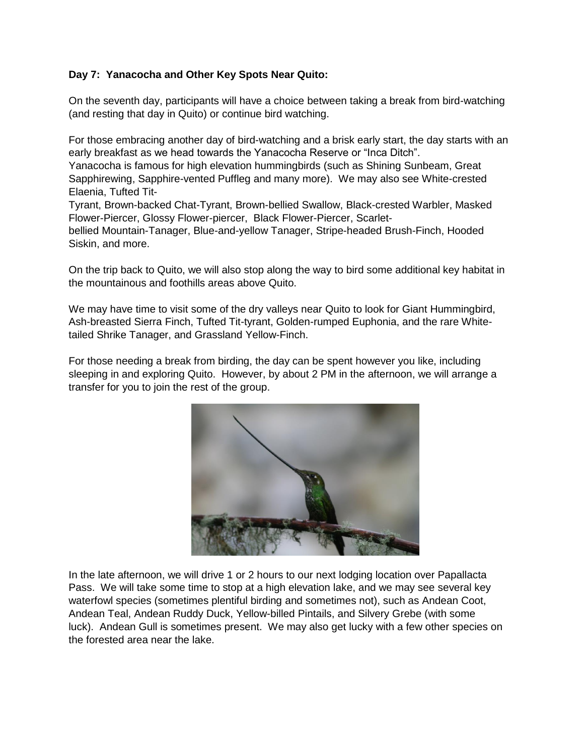**Day 7: Yanacocha and Other Key Spots Near Quito:**

On the seventh day, participants will have a choice between taking a break from bird-watching (and resting that day in Quito) or continue bird watching.

For those embracing another day of bird-watching and a brisk early start, the day starts with an early breakfast as we head towards the Yanacocha Reserve or "Inca Ditch".
Yanacocha is famous for high elevation hummingbirds (such as Shining Sunbeam, Great Sapphirewing, Sapphire-vented Puffleg and many more). We may also see White-crested Elaenia, Tufted Tit-Tyrant, Brown-backed Chat-Tyrant, Brown-bellied Swallow, Black-crested Warbler, Masked Flower-Piercer, Glossy Flower-piercer, Black Flower-Piercer, Scarlet-bellied Mountain-Tanager, Blue-and-yellow Tanager, Stripe-headed Brush-Finch, Hooded Siskin, and more.

On the trip back to Quito, we will also stop along the way to bird some additional key habitat in the mountainous and foothills areas above Quito.

We may have time to visit some of the dry valleys near Quito to look for Giant Hummingbird, Ash-breasted Sierra Finch, Tufted Tit-tyrant, Golden-rumped Euphonia, and the rare White-tailed Shrike Tanager, and Grassland Yellow-Finch.

For those needing a break from birding, the day can be spent however you like, including sleeping in and exploring Quito. However, by about 2 PM in the afternoon, we will arrange a transfer for you to join the rest of the group.

In the late afternoon, we will drive 1 or 2 hours to our next lodging location over Papallacta Pass. We will take some time to stop at a high elevation lake, and we may see several key waterfowl species (sometimes plentiful birding and sometimes not), such as Andean Coot, Andean Teal, Andean Ruddy Duck, Yellow-billed Pintails, and Silvery Grebe (with some luck). Andean Gull is sometimes present. We may also get lucky with a few other species on the forested area near the lake.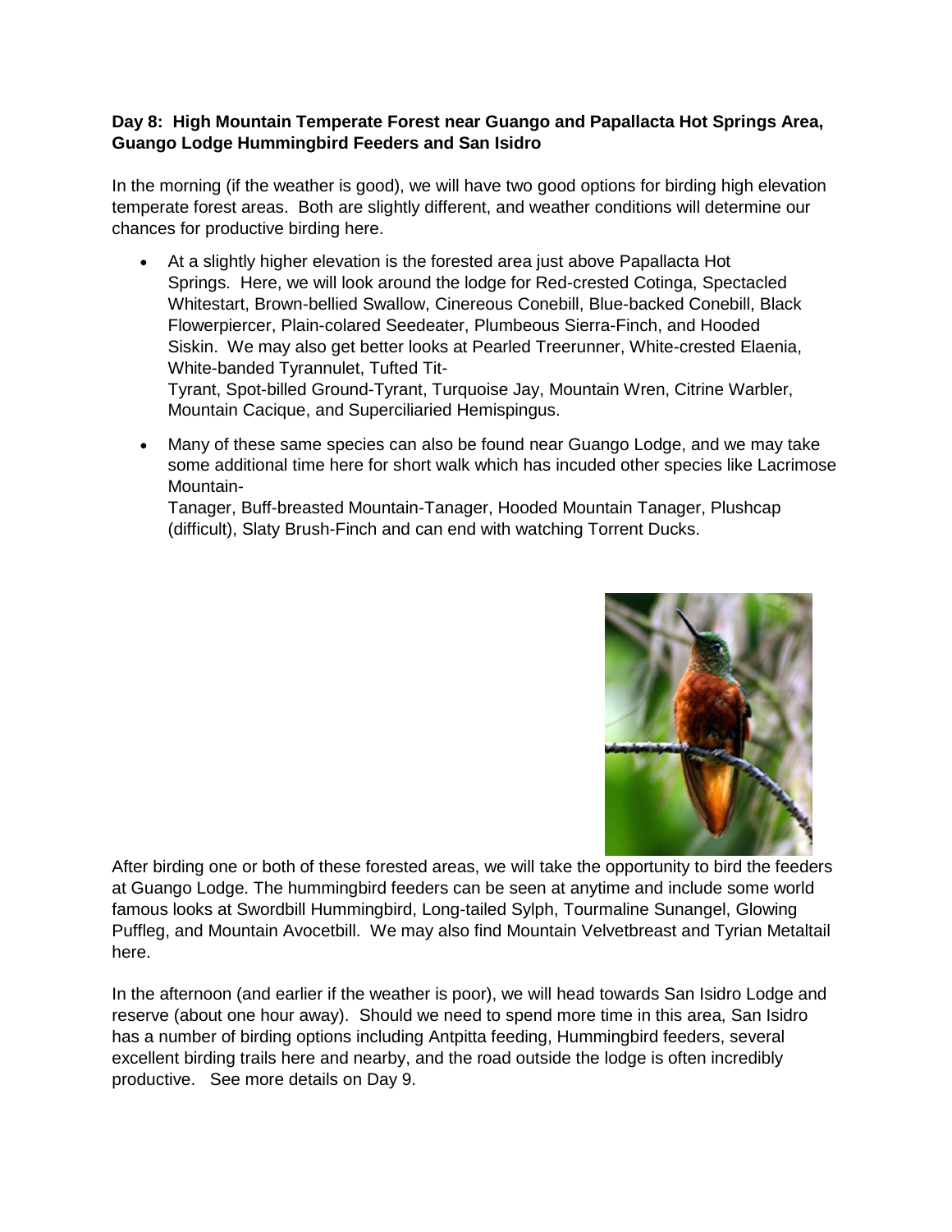**Day 8: High Mountain Temperate Forest near Guango and Papallacta Hot Springs Area, Guango Lodge Hummingbird Feeders and San Isidro**

In the morning (if the weather is good), we will have two good options for birding high elevation temperate forest areas. Both are slightly different, and weather conditions will determine our chances for productive birding here.

- At a slightly higher elevation is the forested area just above Papallacta Hot Springs. Here, we will look around the lodge for Red-crested Cotinga, Spectacled Whitestart, Brown-bellied Swallow, Cinereous Conebill, Blue-backed Conebill, Black Flowerpiercer, Plain-colared Seedeater, Plumbeous Sierra-Finch, and Hooded Siskin. We may also get better looks at Pearled Treerunner, White-crested Elaenia, White-banded Tyrannulet, Tufted Tit-Tyrant, Spot-billed Ground-Tyrant, Turquoise Jay, Mountain Wren, Citrine Warbler, Mountain Cacique, and Superciliaried Hemispingus.

- Many of these same species can also be found near Guango Lodge, and we may take some additional time here for short walk which has incuded other species like Lacrimose Mountain-Tanager, Buff-breasted Mountain-Tanager, Hooded Mountain Tanager, Plushcap (difficult), Slaty Brush-Finch and can end with watching Torrent Ducks.

After birding one or both of these forested areas, we will take the opportunity to bird the feeders at Guango Lodge. The hummingbird feeders can be seen at anytime and include some world famous looks at Swordbill Hummingbird, Long-tailed Sylph, Tourmaline Sunangel, Glowing Puffleg, and Mountain Avocetbill. We may also find Mountain Velvetbreast and Tyrian Metaltail here.

In the afternoon (and earlier if the weather is poor), we will head towards San Isidro Lodge and reserve (about one hour away). Should we need to spend more time in this area, San Isidro has a number of birding options including Antpitta feeding, Hummingbird feeders, several excellent birding trails here and nearby, and the road outside the lodge is often incredibly productive. See more details on Day 9.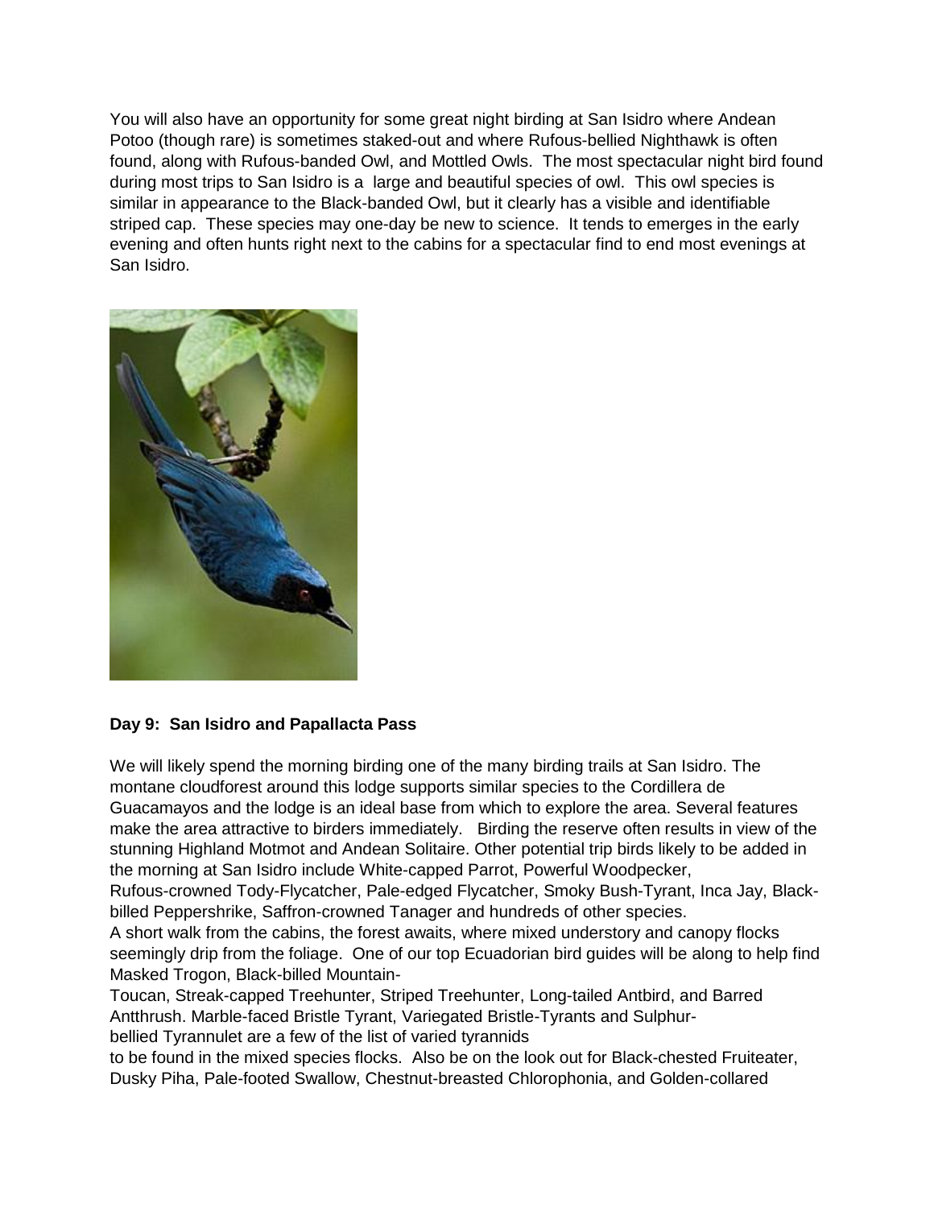You will also have an opportunity for some great night birding at San Isidro where Andean Potoo (though rare) is sometimes staked-out and where Rufous-bellied Nighthawk is often found, along with Rufous-banded Owl, and Mottled Owls. The most spectacular night bird found during most trips to San Isidro is a large and beautiful species of owl. This owl species is similar in appearance to the Black-banded Owl, but it clearly has a visible and identifiable striped cap. These species may one-day be new to science. It tends to emerges in the early evening and often hunts right next to the cabins for a spectacular find to end most evenings at San Isidro.

**Day 9: San Isidro and Papallacta Pass**

We will likely spend the morning birding one of the many birding trails at San Isidro. The montane cloudforest around this lodge supports similar species to the Cordillera de Guacamayos and the lodge is an ideal base from which to explore the area. Several features make the area attractive to birders immediately. Birding the reserve often results in view of the stunning Highland Motmot and Andean Solitaire. Other potential trip birds likely to be added in the morning at San Isidro include White-capped Parrot, Powerful Woodpecker, Rufous-crowned Tody-Flycatcher, Pale-edged Flycatcher, Smoky Bush-Tyrant, Inca Jay, Black-billed Peppershrike, Saffron-crowned Tanager and hundreds of other species.

A short walk from the cabins, the forest awaits, where mixed understory and canopy flocks seemingly drip from the foliage. One of our top Ecuadorian bird guides will be along to help find Masked Trogon, Black-billed Mountain-Toucan, Streak-capped Treehunter, Striped Treehunter, Long-tailed Antbird, and Barred Antthrush. Marble-faced Bristle Tyrant, Variegated Bristle-Tyrants and Sulphur-bellied Tyrannulet are a few of the list of varied tyrannids to be found in the mixed species flocks. Also be on the look out for Black-chested Fruiteater, Dusky Piha, Pale-footed Swallow, Chestnut-breasted Chlorophonia, and Golden-collared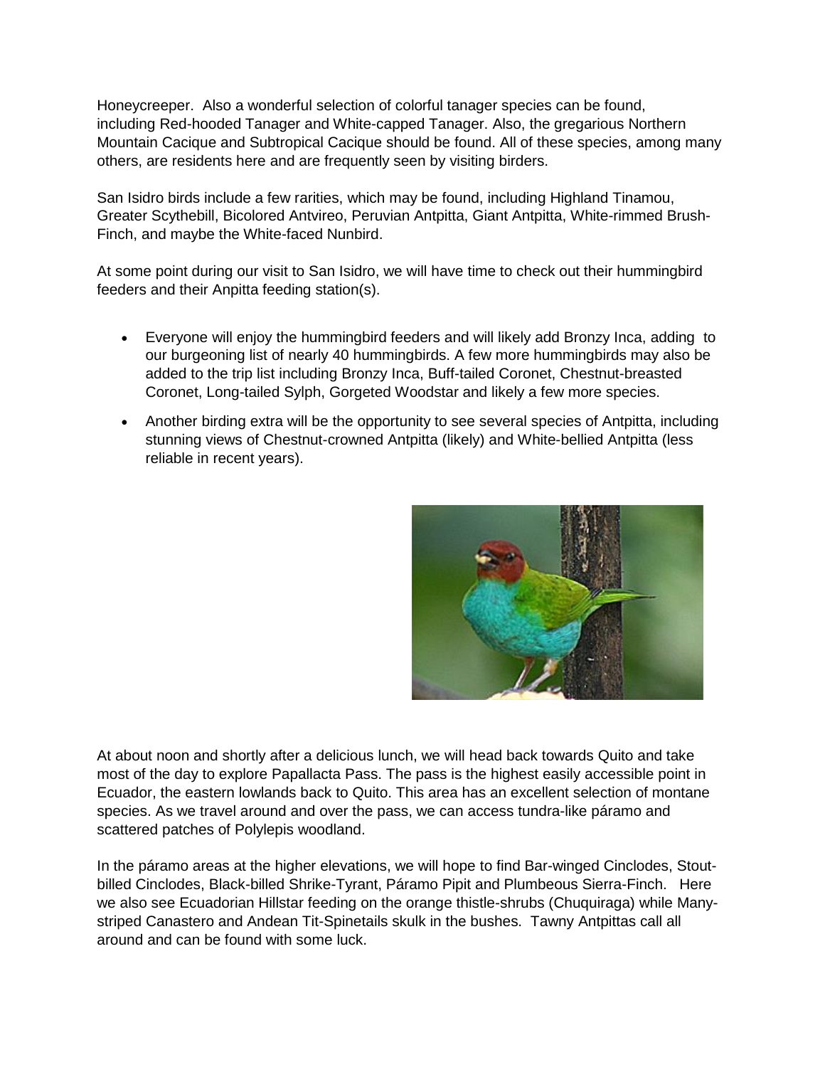Honeycreeper. Also a wonderful selection of colorful tanager species can be found, including Red-hooded Tanager and White-capped Tanager. Also, the gregarious Northern Mountain Cacique and Subtropical Cacique should be found. All of these species, among many others, are residents here and are frequently seen by visiting birders.

San Isidro birds include a few rarities, which may be found, including Highland Tinamou, Greater Scythebill, Bicolored Antvireo, Peruvian Antpitta, Giant Antpitta, White-rimmed Brush-Finch, and maybe the White-faced Nunbird.

At some point during our visit to San Isidro, we will have time to check out their hummingbird feeders and their Anpitta feeding station(s).

- Everyone will enjoy the hummingbird feeders and will likely add Bronzy Inca, adding to our burgeoning list of nearly 40 hummingbirds. A few more hummingbirds may also be added to the trip list including Bronzy Inca, Buff-tailed Coronet, Chestnut-breasted Coronet, Long-tailed Sylph, Gorgeted Woodstar and likely a few more species.
- Another birding extra will be the opportunity to see several species of Antpitta, including stunning views of Chestnut-crowned Antpitta (likely) and White-bellied Antpitta (less reliable in recent years).

At about noon and shortly after a delicious lunch, we will head back towards Quito and take most of the day to explore Papallacta Pass. The pass is the highest easily accessible point in Ecuador, the eastern lowlands back to Quito. This area has an excellent selection of montane species. As we travel around and over the pass, we can access tundra-like páramo and scattered patches of Polylepis woodland.

In the páramo areas at the higher elevations, we will hope to find Bar-winged Cinclodes, Stout-billed Cinclodes, Black-billed Shrike-Tyrant, Páramo Pipit and Plumbeous Sierra-Finch. Here we also see Ecuadorian Hillstar feeding on the orange thistle-shrubs (Chuquiraga) while Many-striped Canastero and Andean Tit-Spinetails skulk in the bushes. Tawny Antpittas call all around and can be found with some luck.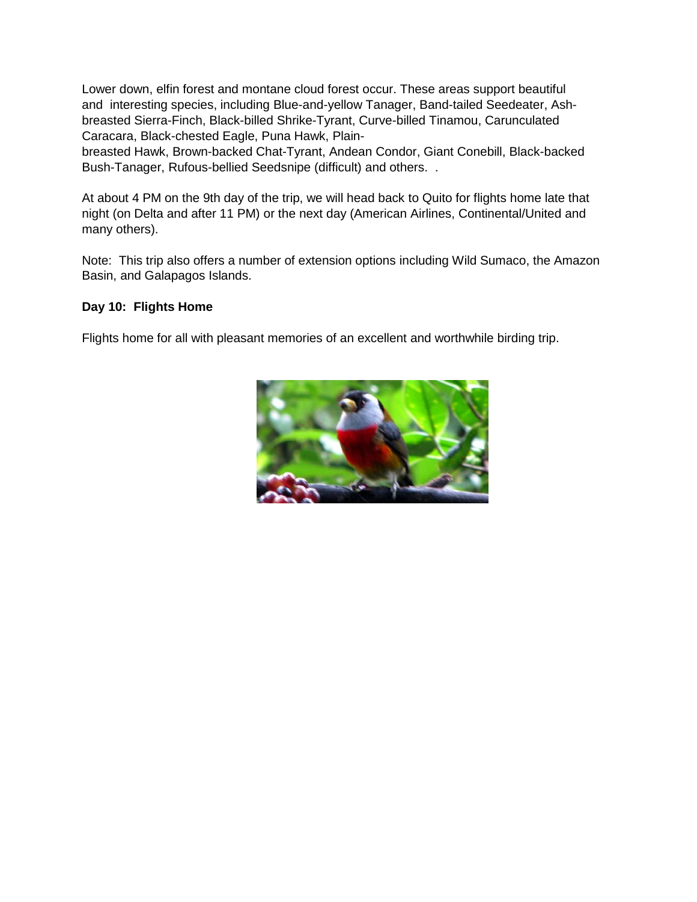Lower down, elfin forest and montane cloud forest occur. These areas support beautiful and interesting species, including Blue-and-yellow Tanager, Band-tailed Seedeater, Ash-breasted Sierra-Finch, Black-billed Shrike-Tyrant, Curve-billed Tinamou, Carunculated Caracara, Black-chested Eagle, Puna Hawk, Plain-breasted Hawk, Brown-backed Chat-Tyrant, Andean Condor, Giant Conebill, Black-backed Bush-Tanager, Rufous-bellied Seedsnipe (difficult) and others. .

At about 4 PM on the 9th day of the trip, we will head back to Quito for flights home late that night (on Delta and after 11 PM) or the next day (American Airlines, Continental/United and many others).

Note: This trip also offers a number of extension options including Wild Sumaco, the Amazon Basin, and Galapagos Islands.

**Day 10: Flights Home**

Flights home for all with pleasant memories of an excellent and worthwhile birding trip.